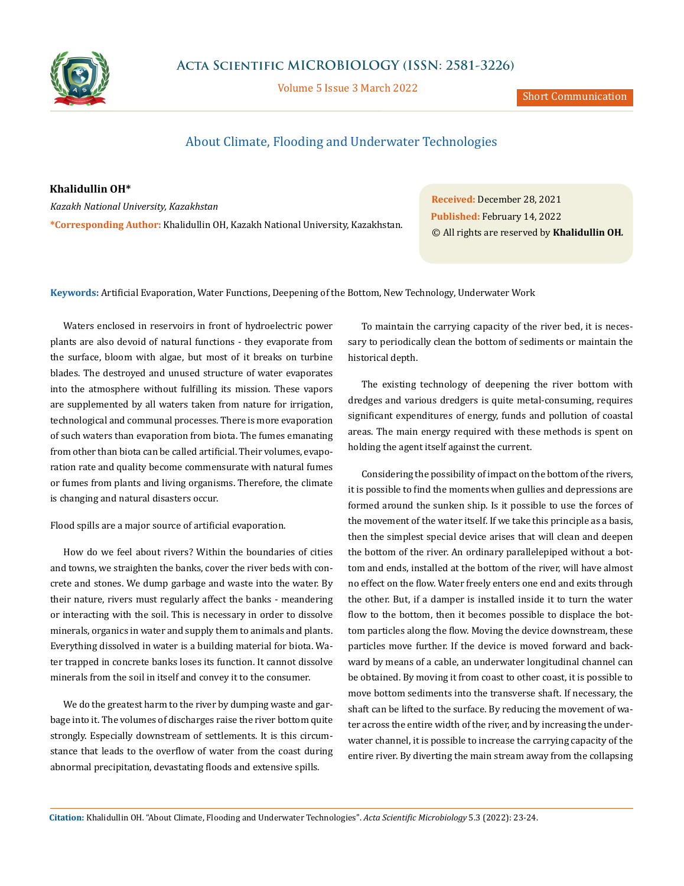Short Communication

# About Climate, Flooding and Underwater Technologies

**Khalidullin OH***

*Kazakh National University, Kazakhstan*

***Corresponding Author:** Khalidullin OH, Kazakh National University, Kazakhstan.

**Received:** December 28, 2021
**Published:** February 14, 2022
© All rights are reserved by **Khalidullin OH.**

**Keywords:** Artificial Evaporation, Water Functions, Deepening of the Bottom, New Technology, Underwater Work

Waters enclosed in reservoirs in front of hydroelectric power plants are also devoid of natural functions - they evaporate from the surface, bloom with algae, but most of it breaks on turbine blades. The destroyed and unused structure of water evaporates into the atmosphere without fulfilling its mission. These vapors are supplemented by all waters taken from nature for irrigation, technological and communal processes. There is more evaporation of such waters than evaporation from biota. The fumes emanating from other than biota can be called artificial. Their volumes, evaporation rate and quality become commensurate with natural fumes or fumes from plants and living organisms. Therefore, the climate is changing and natural disasters occur.

Flood spills are a major source of artificial evaporation.

How do we feel about rivers? Within the boundaries of cities and towns, we straighten the banks, cover the river beds with concrete and stones. We dump garbage and waste into the water. By their nature, rivers must regularly affect the banks - meandering or interacting with the soil. This is necessary in order to dissolve minerals, organics in water and supply them to animals and plants. Everything dissolved in water is a building material for biota. Water trapped in concrete banks loses its function. It cannot dissolve minerals from the soil in itself and convey it to the consumer.

We do the greatest harm to the river by dumping waste and garbage into it. The volumes of discharges raise the river bottom quite strongly. Especially downstream of settlements. It is this circumstance that leads to the overflow of water from the coast during abnormal precipitation, devastating floods and extensive spills.

To maintain the carrying capacity of the river bed, it is necessary to periodically clean the bottom of sediments or maintain the historical depth.

The existing technology of deepening the river bottom with dredges and various dredgers is quite metal-consuming, requires significant expenditures of energy, funds and pollution of coastal areas. The main energy required with these methods is spent on holding the agent itself against the current.

Considering the possibility of impact on the bottom of the rivers, it is possible to find the moments when gullies and depressions are formed around the sunken ship. Is it possible to use the forces of the movement of the water itself. If we take this principle as a basis, then the simplest special device arises that will clean and deepen the bottom of the river. An ordinary parallelepiped without a bottom and ends, installed at the bottom of the river, will have almost no effect on the flow. Water freely enters one end and exits through the other. But, if a damper is installed inside it to turn the water flow to the bottom, then it becomes possible to displace the bottom particles along the flow. Moving the device downstream, these particles move further. If the device is moved forward and backward by means of a cable, an underwater longitudinal channel can be obtained. By moving it from coast to other coast, it is possible to move bottom sediments into the transverse shaft. If necessary, the shaft can be lifted to the surface. By reducing the movement of water across the entire width of the river, and by increasing the underwater channel, it is possible to increase the carrying capacity of the entire river. By diverting the main stream away from the collapsing

**Citation:** Khalidullin OH. "About Climate, Flooding and Underwater Technologies". *Acta Scientific Microbiology* 5.3 (2022): 23-24.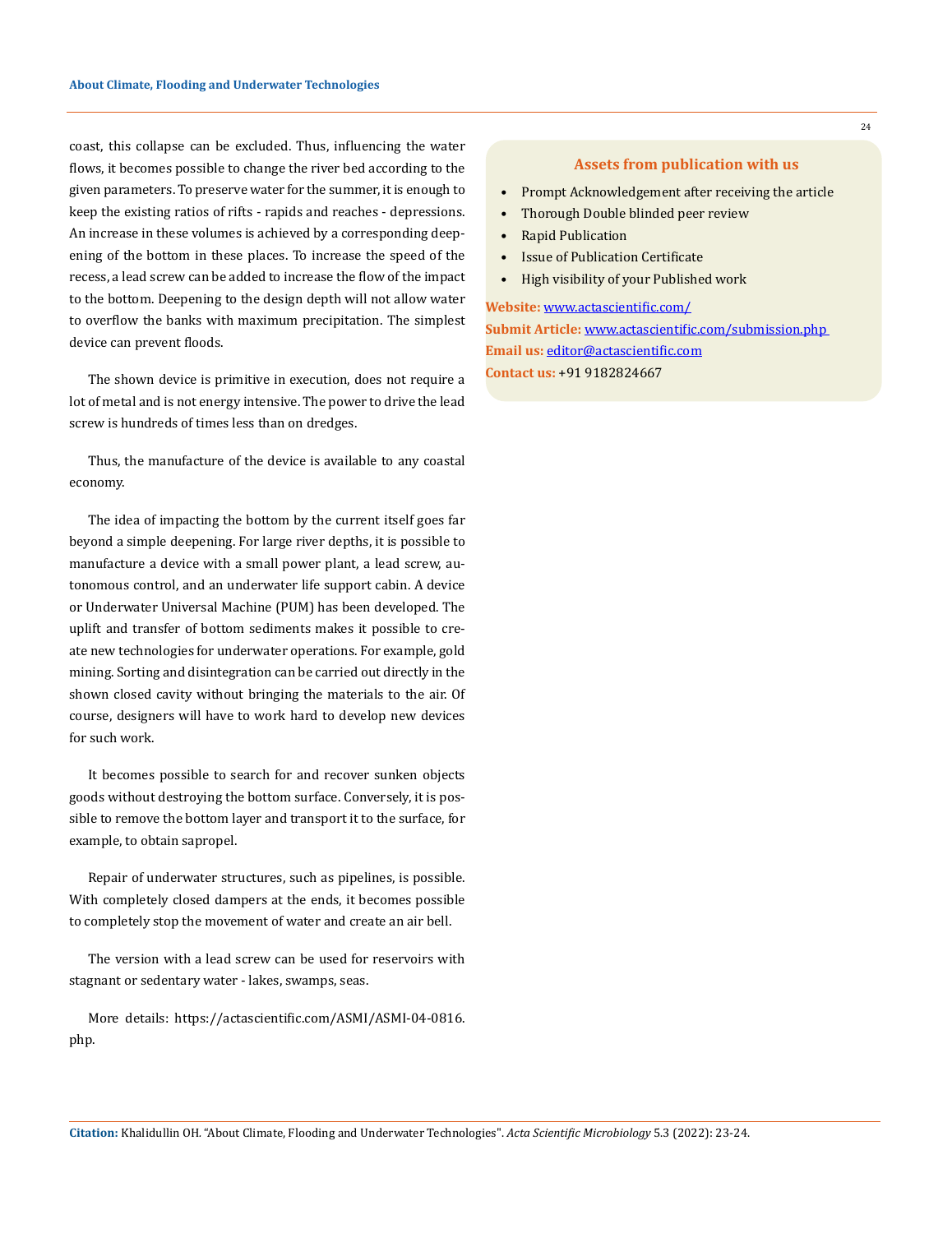coast, this collapse can be excluded. Thus, influencing the water flows, it becomes possible to change the river bed according to the given parameters. To preserve water for the summer, it is enough to keep the existing ratios of rifts - rapids and reaches - depressions. An increase in these volumes is achieved by a corresponding deepening of the bottom in these places. To increase the speed of the recess, a lead screw can be added to increase the flow of the impact to the bottom. Deepening to the design depth will not allow water to overflow the banks with maximum precipitation. The simplest device can prevent floods.

The shown device is primitive in execution, does not require a lot of metal and is not energy intensive. The power to drive the lead screw is hundreds of times less than on dredges.

Thus, the manufacture of the device is available to any coastal economy.

The idea of impacting the bottom by the current itself goes far beyond a simple deepening. For large river depths, it is possible to manufacture a device with a small power plant, a lead screw, autonomous control, and an underwater life support cabin. A device or Underwater Universal Machine (PUM) has been developed. The uplift and transfer of bottom sediments makes it possible to create new technologies for underwater operations. For example, gold mining. Sorting and disintegration can be carried out directly in the shown closed cavity without bringing the materials to the air. Of course, designers will have to work hard to develop new devices for such work.

It becomes possible to search for and recover sunken objects goods without destroying the bottom surface. Conversely, it is possible to remove the bottom layer and transport it to the surface, for example, to obtain sapropel.

Repair of underwater structures, such as pipelines, is possible. With completely closed dampers at the ends, it becomes possible to completely stop the movement of water and create an air bell.

The version with a lead screw can be used for reservoirs with stagnant or sedentary water - lakes, swamps, seas.

More details: https://actascientific.com/ASMI/ASMI-04-0816.php.

### Assets from publication with us

- Prompt Acknowledgement after receiving the article
- Thorough Double blinded peer review
- Rapid Publication
- Issue of Publication Certificate
- High visibility of your Published work

**Website:** www.actascientific.com/
**Submit Article:** www.actascientific.com/submission.php
**Email us:** editor@actascientific.com
**Contact us:** +91 9182824667